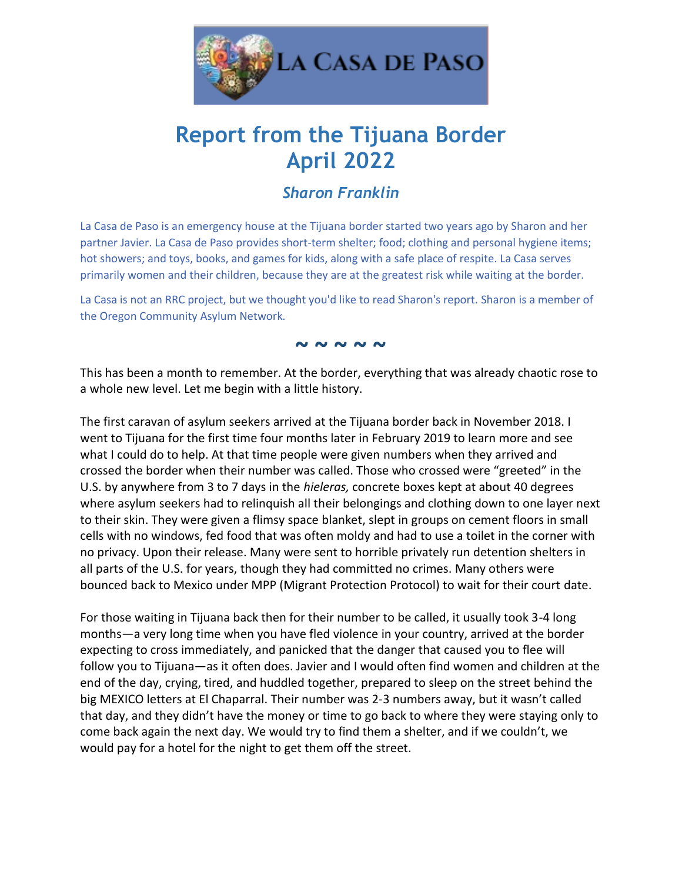LA CASA DE PASO

# Report from the Tijuana Border
# April 2022

### *Sharon Franklin*

La Casa de Paso is an emergency house at the Tijuana border started two years ago by Sharon and her partner Javier. La Casa de Paso provides short-term shelter; food; clothing and personal hygiene items; hot showers; and toys, books, and games for kids, along with a safe place of respite. La Casa serves primarily women and their children, because they are at the greatest risk while waiting at the border.

La Casa is not an RRC project, but we thought you'd like to read Sharon's report. Sharon is a member of the Oregon Community Asylum Network.

**~ ~ ~ ~ ~**

This has been a month to remember. At the border, everything that was already chaotic rose to a whole new level. Let me begin with a little history.

The first caravan of asylum seekers arrived at the Tijuana border back in November 2018. I went to Tijuana for the first time four months later in February 2019 to learn more and see what I could do to help. At that time people were given numbers when they arrived and crossed the border when their number was called. Those who crossed were "greeted" in the U.S. by anywhere from 3 to 7 days in the *hieleras,* concrete boxes kept at about 40 degrees where asylum seekers had to relinquish all their belongings and clothing down to one layer next to their skin. They were given a flimsy space blanket, slept in groups on cement floors in small cells with no windows, fed food that was often moldy and had to use a toilet in the corner with no privacy. Upon their release. Many were sent to horrible privately run detention shelters in all parts of the U.S. for years, though they had committed no crimes. Many others were bounced back to Mexico under MPP (Migrant Protection Protocol) to wait for their court date.

For those waiting in Tijuana back then for their number to be called, it usually took 3-4 long months—a very long time when you have fled violence in your country, arrived at the border expecting to cross immediately, and panicked that the danger that caused you to flee will follow you to Tijuana—as it often does. Javier and I would often find women and children at the end of the day, crying, tired, and huddled together, prepared to sleep on the street behind the big MEXICO letters at El Chaparral. Their number was 2-3 numbers away, but it wasn't called that day, and they didn't have the money or time to go back to where they were staying only to come back again the next day. We would try to find them a shelter, and if we couldn't, we would pay for a hotel for the night to get them off the street.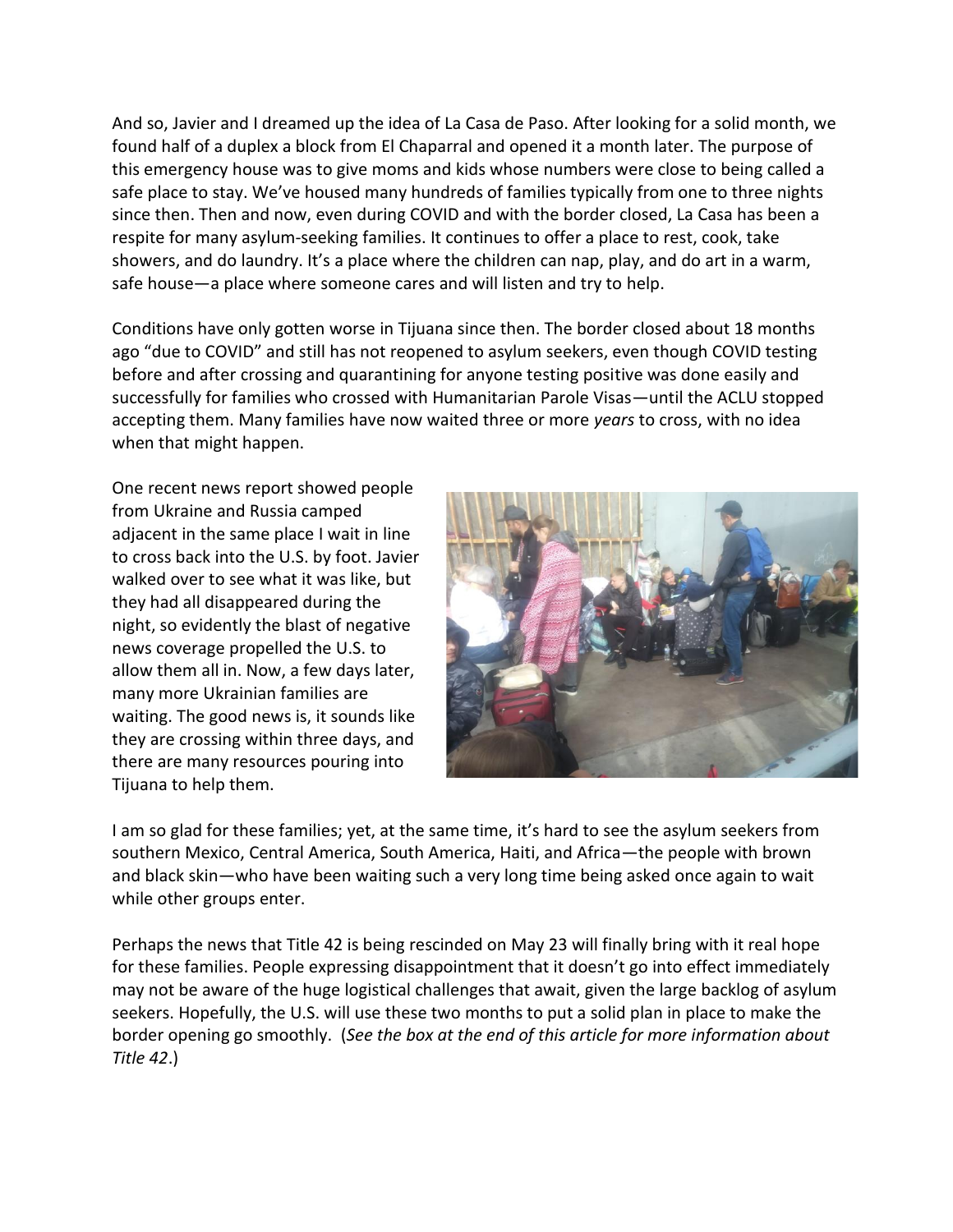And so, Javier and I dreamed up the idea of La Casa de Paso. After looking for a solid month, we found half of a duplex a block from El Chaparral and opened it a month later. The purpose of this emergency house was to give moms and kids whose numbers were close to being called a safe place to stay. We've housed many hundreds of families typically from one to three nights since then. Then and now, even during COVID and with the border closed, La Casa has been a respite for many asylum-seeking families. It continues to offer a place to rest, cook, take showers, and do laundry. It's a place where the children can nap, play, and do art in a warm, safe house—a place where someone cares and will listen and try to help.

Conditions have only gotten worse in Tijuana since then. The border closed about 18 months ago "due to COVID" and still has not reopened to asylum seekers, even though COVID testing before and after crossing and quarantining for anyone testing positive was done easily and successfully for families who crossed with Humanitarian Parole Visas—until the ACLU stopped accepting them. Many families have now waited three or more *years* to cross, with no idea when that might happen.

One recent news report showed people from Ukraine and Russia camped adjacent in the same place I wait in line to cross back into the U.S. by foot. Javier walked over to see what it was like, but they had all disappeared during the night, so evidently the blast of negative news coverage propelled the U.S. to allow them all in. Now, a few days later, many more Ukrainian families are waiting. The good news is, it sounds like they are crossing within three days, and there are many resources pouring into Tijuana to help them.

I am so glad for these families; yet, at the same time, it's hard to see the asylum seekers from southern Mexico, Central America, South America, Haiti, and Africa—the people with brown and black skin—who have been waiting such a very long time being asked once again to wait while other groups enter.

Perhaps the news that Title 42 is being rescinded on May 23 will finally bring with it real hope for these families. People expressing disappointment that it doesn't go into effect immediately may not be aware of the huge logistical challenges that await, given the large backlog of asylum seekers. Hopefully, the U.S. will use these two months to put a solid plan in place to make the border opening go smoothly. (*See the box at the end of this article for more information about Title 42*.)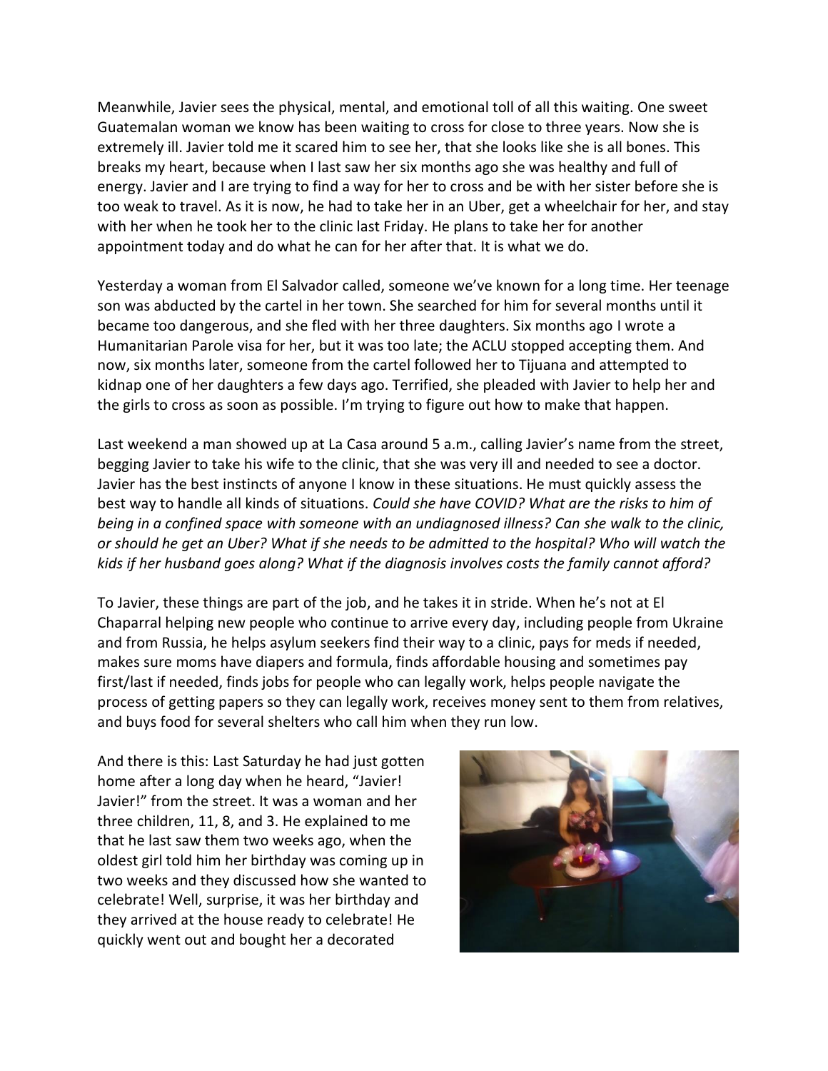Meanwhile, Javier sees the physical, mental, and emotional toll of all this waiting. One sweet Guatemalan woman we know has been waiting to cross for close to three years. Now she is extremely ill. Javier told me it scared him to see her, that she looks like she is all bones. This breaks my heart, because when I last saw her six months ago she was healthy and full of energy. Javier and I are trying to find a way for her to cross and be with her sister before she is too weak to travel. As it is now, he had to take her in an Uber, get a wheelchair for her, and stay with her when he took her to the clinic last Friday. He plans to take her for another appointment today and do what he can for her after that. It is what we do.

Yesterday a woman from El Salvador called, someone we've known for a long time. Her teenage son was abducted by the cartel in her town. She searched for him for several months until it became too dangerous, and she fled with her three daughters. Six months ago I wrote a Humanitarian Parole visa for her, but it was too late; the ACLU stopped accepting them. And now, six months later, someone from the cartel followed her to Tijuana and attempted to kidnap one of her daughters a few days ago. Terrified, she pleaded with Javier to help her and the girls to cross as soon as possible. I'm trying to figure out how to make that happen.

Last weekend a man showed up at La Casa around 5 a.m., calling Javier's name from the street, begging Javier to take his wife to the clinic, that she was very ill and needed to see a doctor. Javier has the best instincts of anyone I know in these situations. He must quickly assess the best way to handle all kinds of situations. *Could she have COVID? What are the risks to him of being in a confined space with someone with an undiagnosed illness? Can she walk to the clinic, or should he get an Uber? What if she needs to be admitted to the hospital? Who will watch the kids if her husband goes along? What if the diagnosis involves costs the family cannot afford?*

To Javier, these things are part of the job, and he takes it in stride. When he's not at El Chaparral helping new people who continue to arrive every day, including people from Ukraine and from Russia, he helps asylum seekers find their way to a clinic, pays for meds if needed, makes sure moms have diapers and formula, finds affordable housing and sometimes pay first/last if needed, finds jobs for people who can legally work, helps people navigate the process of getting papers so they can legally work, receives money sent to them from relatives, and buys food for several shelters who call him when they run low.

And there is this: Last Saturday he had just gotten home after a long day when he heard, "Javier! Javier!" from the street. It was a woman and her three children, 11, 8, and 3. He explained to me that he last saw them two weeks ago, when the oldest girl told him her birthday was coming up in two weeks and they discussed how she wanted to celebrate! Well, surprise, it was her birthday and they arrived at the house ready to celebrate! He quickly went out and bought her a decorated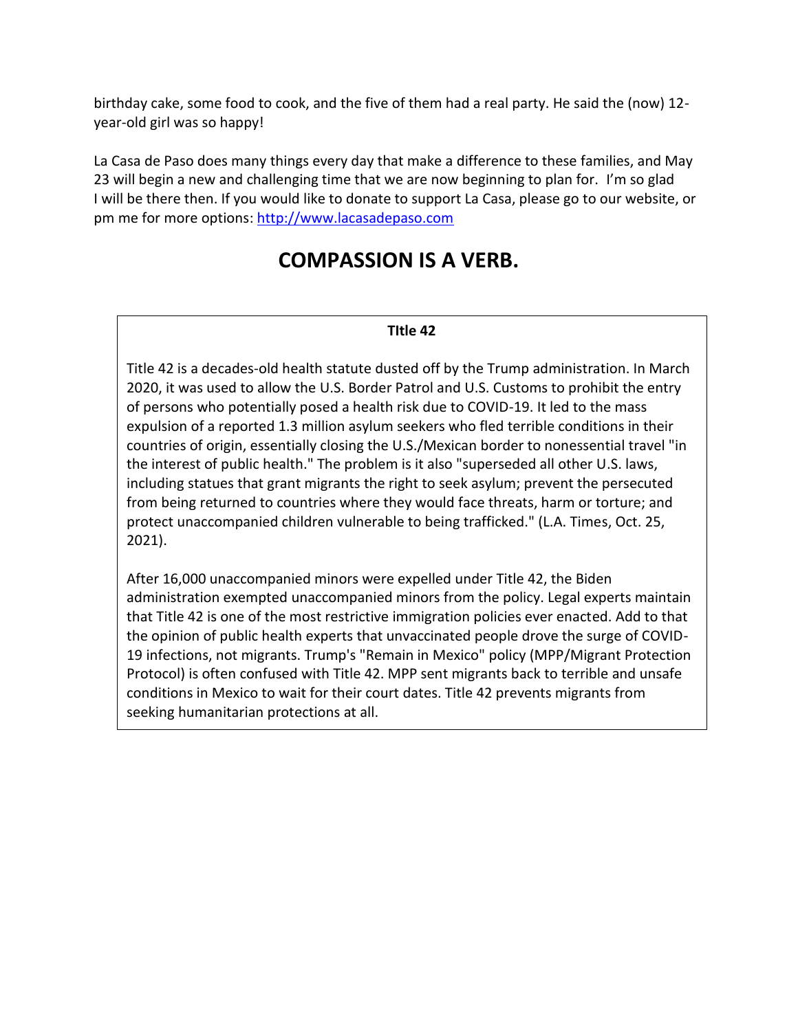birthday cake, some food to cook, and the five of them had a real party. He said the (now) 12-year-old girl was so happy!

La Casa de Paso does many things every day that make a difference to these families, and May 23 will begin a new and challenging time that we are now beginning to plan for. I'm so glad I will be there then. If you would like to donate to support La Casa, please go to our website, or pm me for more options: [http://www.lacasadepaso.com](http://www.lacasadepaso.com)

## COMPASSION IS A VERB.

**TItle 42**

Title 42 is a decades-old health statute dusted off by the Trump administration. In March 2020, it was used to allow the U.S. Border Patrol and U.S. Customs to prohibit the entry of persons who potentially posed a health risk due to COVID-19. It led to the mass expulsion of a reported 1.3 million asylum seekers who fled terrible conditions in their countries of origin, essentially closing the U.S./Mexican border to nonessential travel "in the interest of public health." The problem is it also "superseded all other U.S. laws, including statues that grant migrants the right to seek asylum; prevent the persecuted from being returned to countries where they would face threats, harm or torture; and protect unaccompanied children vulnerable to being trafficked." (L.A. Times, Oct. 25, 2021).

After 16,000 unaccompanied minors were expelled under Title 42, the Biden administration exempted unaccompanied minors from the policy. Legal experts maintain that Title 42 is one of the most restrictive immigration policies ever enacted. Add to that the opinion of public health experts that unvaccinated people drove the surge of COVID-19 infections, not migrants. Trump's "Remain in Mexico" policy (MPP/Migrant Protection Protocol) is often confused with Title 42. MPP sent migrants back to terrible and unsafe conditions in Mexico to wait for their court dates. Title 42 prevents migrants from seeking humanitarian protections at all.